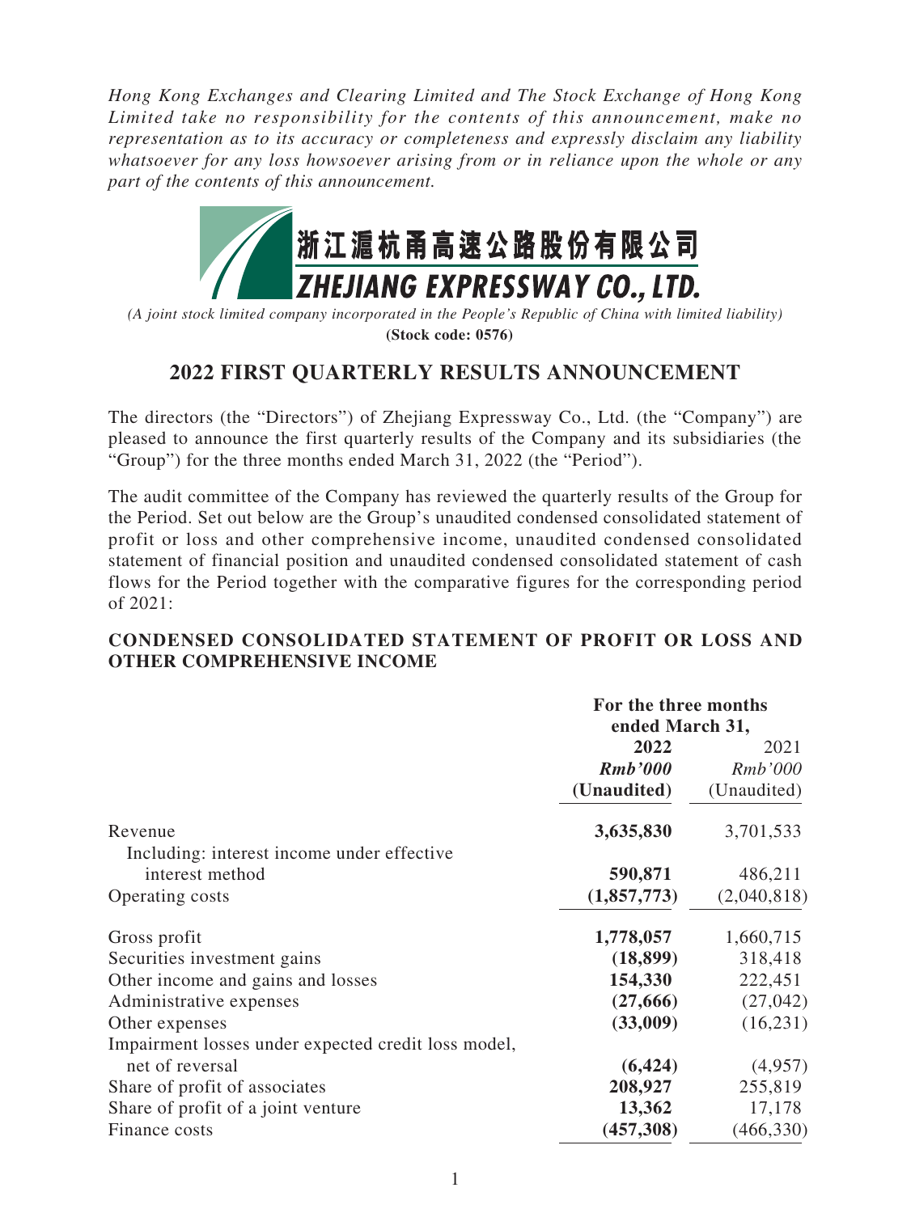*Hong Kong Exchanges and Clearing Limited and The Stock Exchange of Hong Kong Limited take no responsibility for the contents of this announcement, make no representation as to its accuracy or completeness and expressly disclaim any liability whatsoever for any loss howsoever arising from or in reliance upon the whole or any part of the contents of this announcement.*

**浙江滬杭甬高速公路股份有限公司**

**ZHEJIANG EXPRESSWAY CO., LTD.**

*(A joint stock limited company incorporated in the People's Republic of China with limited liability)*

**(Stock code: 0576)**

## 2022 FIRST QUARTERLY RESULTS ANNOUNCEMENT

The directors (the "Directors") of Zhejiang Expressway Co., Ltd. (the "Company") are pleased to announce the first quarterly results of the Company and its subsidiaries (the "Group") for the three months ended March 31, 2022 (the "Period").

The audit committee of the Company has reviewed the quarterly results of the Group for the Period. Set out below are the Group's unaudited condensed consolidated statement of profit or loss and other comprehensive income, unaudited condensed consolidated statement of financial position and unaudited condensed consolidated statement of cash flows for the Period together with the comparative figures for the corresponding period of 2021:

### CONDENSED CONSOLIDATED STATEMENT OF PROFIT OR LOSS AND OTHER COMPREHENSIVE INCOME

| | **For the three months ended March 31,** | |
|---|---|---|
| | **2022** | 2021 |
| | ***Rmb'000*** | *Rmb'000* |
| | **(Unaudited)** | (Unaudited) |
| Revenue | **3,635,830** | 3,701,533 |
| Including: interest income under effective interest method | **590,871** | 486,211 |
| Operating costs | **(1,857,773)** | (2,040,818) |
| Gross profit | **1,778,057** | 1,660,715 |
| Securities investment gains | **(18,899)** | 318,418 |
| Other income and gains and losses | **154,330** | 222,451 |
| Administrative expenses | **(27,666)** | (27,042) |
| Other expenses | **(33,009)** | (16,231) |
| Impairment losses under expected credit loss model, net of reversal | **(6,424)** | (4,957) |
| Share of profit of associates | **208,927** | 255,819 |
| Share of profit of a joint venture | **13,362** | 17,178 |
| Finance costs | **(457,308)** | (466,330) |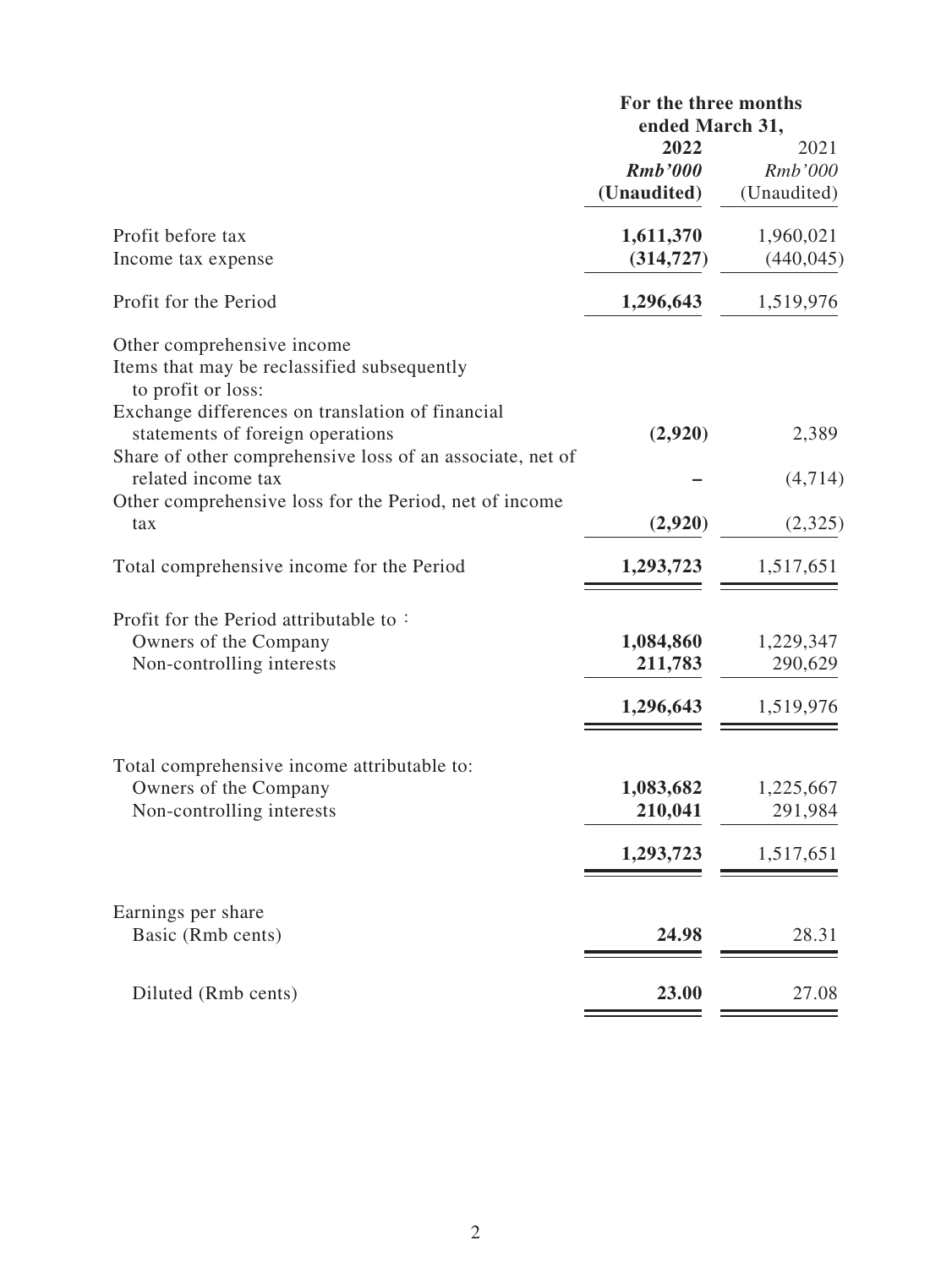| | For the three months ended March 31, | |
|---|---|---|
| | **2022** | 2021 |
| | ***Rmb'000*** | *Rmb'000* |
| | **(Unaudited)** | (Unaudited) |
| Profit before tax | **1,611,370** | 1,960,021 |
| Income tax expense | **(314,727)** | (440,045) |
| Profit for the Period | **1,296,643** | 1,519,976 |
| Other comprehensive income | | |
| Items that may be reclassified subsequently to profit or loss: | | |
| Exchange differences on translation of financial statements of foreign operations | **(2,920)** | 2,389 |
| Share of other comprehensive loss of an associate, net of related income tax | **–** | (4,714) |
| Other comprehensive loss for the Period, net of income tax | **(2,920)** | (2,325) |
| Total comprehensive income for the Period | **1,293,723** | 1,517,651 |
| Profit for the Period attributable to： | | |
| Owners of the Company | **1,084,860** | 1,229,347 |
| Non-controlling interests | **211,783** | 290,629 |
| | **1,296,643** | 1,519,976 |
| Total comprehensive income attributable to: | | |
| Owners of the Company | **1,083,682** | 1,225,667 |
| Non-controlling interests | **210,041** | 291,984 |
| | **1,293,723** | 1,517,651 |
| Earnings per share | | |
| Basic (Rmb cents) | **24.98** | 28.31 |
| Diluted (Rmb cents) | **23.00** | 27.08 |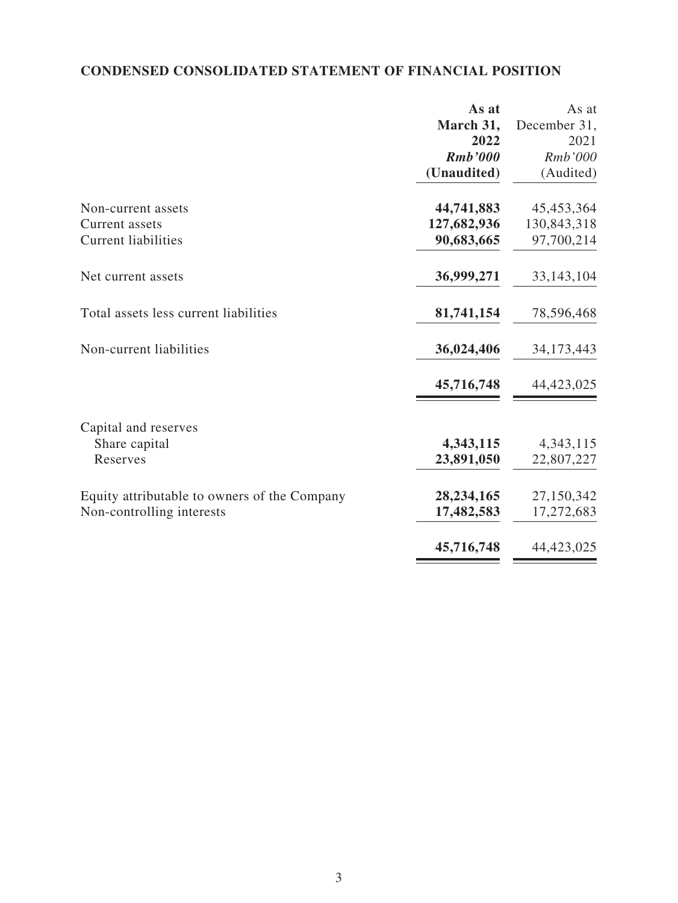## CONDENSED CONSOLIDATED STATEMENT OF FINANCIAL POSITION

| | **As at March 31, 2022** | As at December 31, 2021 |
|---|---|---|
| | ***Rmb'000*** | *Rmb'000* |
| | **(Unaudited)** | (Audited) |
| Non-current assets | **44,741,883** | 45,453,364 |
| Current assets | **127,682,936** | 130,843,318 |
| Current liabilities | **90,683,665** | 97,700,214 |
| Net current assets | **36,999,271** | 33,143,104 |
| Total assets less current liabilities | **81,741,154** | 78,596,468 |
| Non-current liabilities | **36,024,406** | 34,173,443 |
| | **45,716,748** | 44,423,025 |
| Capital and reserves | | |
| Share capital | **4,343,115** | 4,343,115 |
| Reserves | **23,891,050** | 22,807,227 |
| Equity attributable to owners of the Company | **28,234,165** | 27,150,342 |
| Non-controlling interests | **17,482,583** | 17,272,683 |
| | **45,716,748** | 44,423,025 |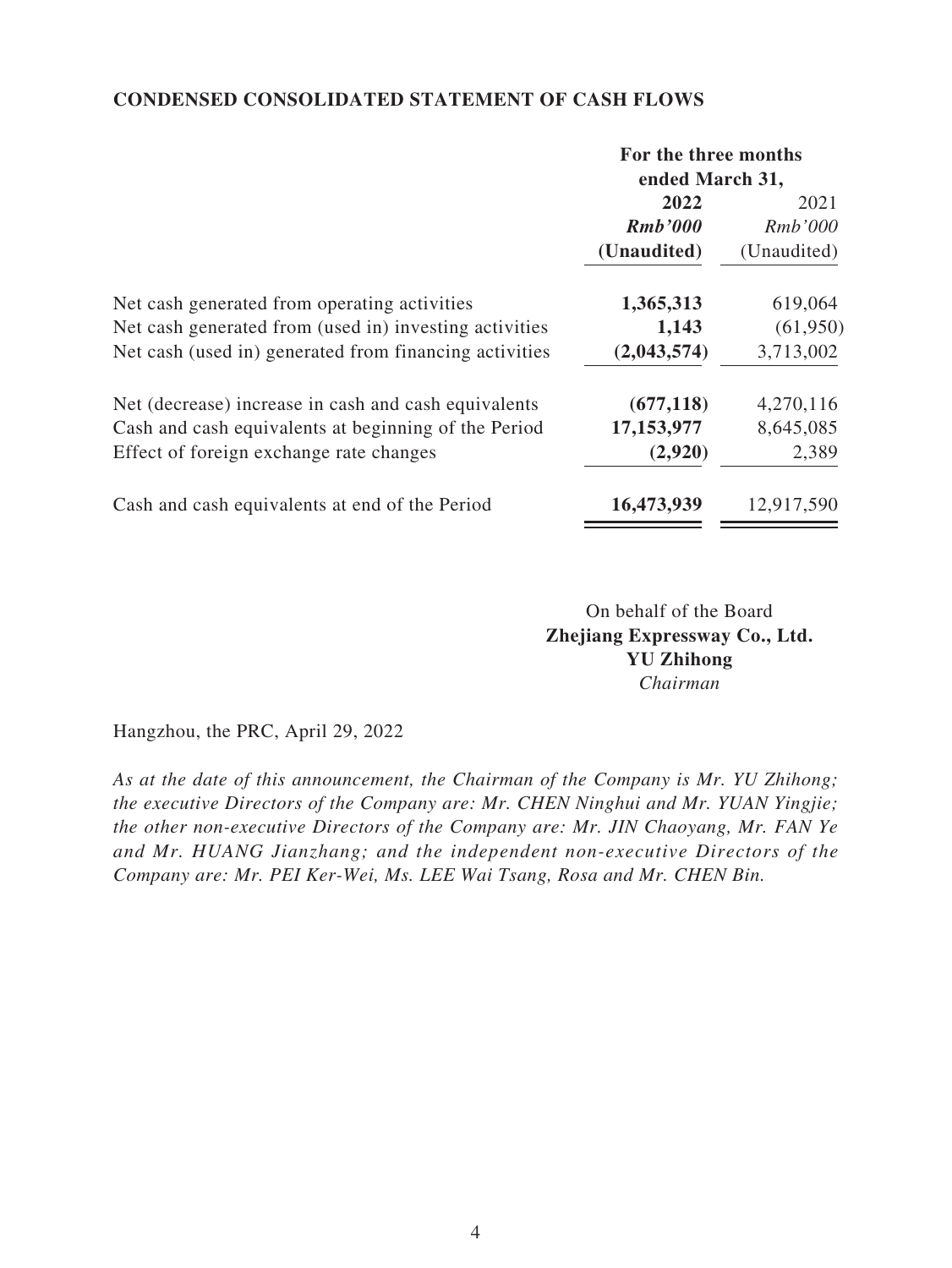**CONDENSED CONSOLIDATED STATEMENT OF CASH FLOWS**

| | For the three months ended March 31, | |
|---|---|---|
| | **2022** | 2021 |
| | ***Rmb'000*** | *Rmb'000* |
| | **(Unaudited)** | (Unaudited) |
| Net cash generated from operating activities | **1,365,313** | 619,064 |
| Net cash generated from (used in) investing activities | **1,143** | (61,950) |
| Net cash (used in) generated from financing activities | **(2,043,574)** | 3,713,002 |
| Net (decrease) increase in cash and cash equivalents | **(677,118)** | 4,270,116 |
| Cash and cash equivalents at beginning of the Period | **17,153,977** | 8,645,085 |
| Effect of foreign exchange rate changes | **(2,920)** | 2,389 |
| Cash and cash equivalents at end of the Period | **16,473,939** | 12,917,590 |

On behalf of the Board
**Zhejiang Expressway Co., Ltd.**
**YU Zhihong**
*Chairman*

Hangzhou, the PRC, April 29, 2022

*As at the date of this announcement, the Chairman of the Company is Mr. YU Zhihong; the executive Directors of the Company are: Mr. CHEN Ninghui and Mr. YUAN Yingjie; the other non-executive Directors of the Company are: Mr. JIN Chaoyang, Mr. FAN Ye and Mr. HUANG Jianzhang; and the independent non-executive Directors of the Company are: Mr. PEI Ker-Wei, Ms. LEE Wai Tsang, Rosa and Mr. CHEN Bin.*